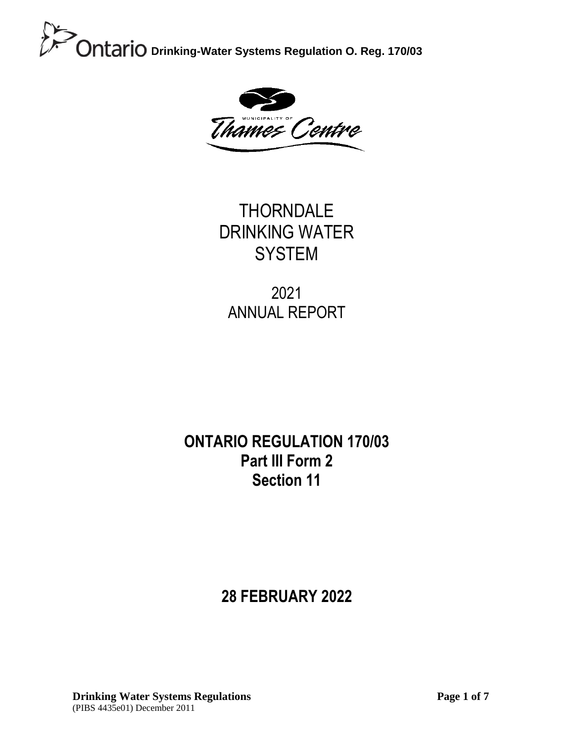Ontario Drinking-Water Systems Regulation O. Reg. 170/03

MUNICIPALITY OF Thames Centre

# THORNDALE DRINKING WATER SYSTEM

## 2021 ANNUAL REPORT

## ONTARIO REGULATION 170/03
## Part III Form 2
## Section 11

## 28 FEBRUARY 2022

**Drinking Water Systems Regulations**
(PIBS 4435e01) December 2011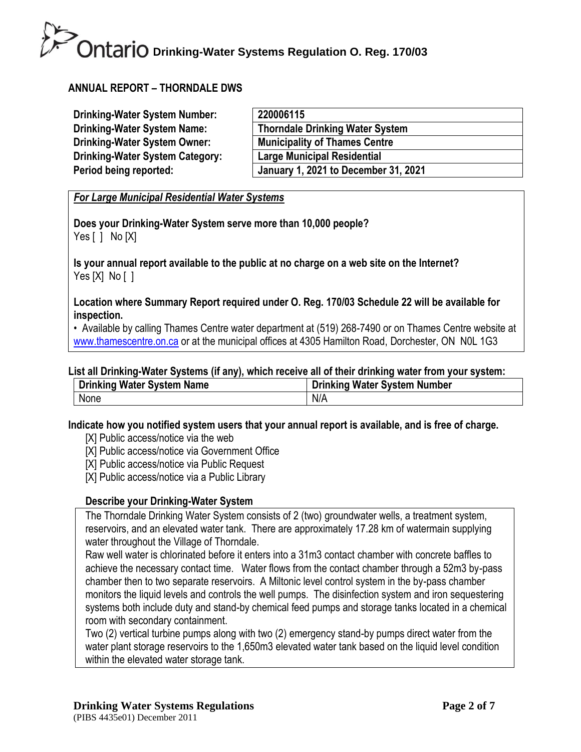## ANNUAL REPORT – THORNDALE DWS

| | |
|---|---|
| **Drinking-Water System Number:** | **220006115** |
| **Drinking-Water System Name:** | **Thorndale Drinking Water System** |
| **Drinking-Water System Owner:** | **Municipality of Thames Centre** |
| **Drinking-Water System Category:** | **Large Municipal Residential** |
| **Period being reported:** | **January 1, 2021 to December 31, 2021** |

***For Large Municipal Residential Water Systems***

**Does your Drinking-Water System serve more than 10,000 people?**
Yes [ ] No [X]

**Is your annual report available to the public at no charge on a web site on the Internet?**
Yes [X] No [ ]

**Location where Summary Report required under O. Reg. 170/03 Schedule 22 will be available for inspection.**

• Available by calling Thames Centre water department at (519) 268-7490 or on Thames Centre website at www.thamescentre.on.ca or at the municipal offices at 4305 Hamilton Road, Dorchester, ON N0L 1G3

**List all Drinking-Water Systems (if any), which receive all of their drinking water from your system:**

| Drinking Water System Name | Drinking Water System Number |
|---|---|
| None | N/A |

**Indicate how you notified system users that your annual report is available, and is free of charge.**

[X] Public access/notice via the web
[X] Public access/notice via Government Office
[X] Public access/notice via Public Request
[X] Public access/notice via a Public Library

**Describe your Drinking-Water System**

The Thorndale Drinking Water System consists of 2 (two) groundwater wells, a treatment system, reservoirs, and an elevated water tank. There are approximately 17.28 km of watermain supplying water throughout the Village of Thorndale.

Raw well water is chlorinated before it enters into a 31m3 contact chamber with concrete baffles to achieve the necessary contact time. Water flows from the contact chamber through a 52m3 by-pass chamber then to two separate reservoirs. A Miltonic level control system in the by-pass chamber monitors the liquid levels and controls the well pumps. The disinfection system and iron sequestering systems both include duty and stand-by chemical feed pumps and storage tanks located in a chemical room with secondary containment.

Two (2) vertical turbine pumps along with two (2) emergency stand-by pumps direct water from the water plant storage reservoirs to the 1,650m3 elevated water tank based on the liquid level condition within the elevated water storage tank.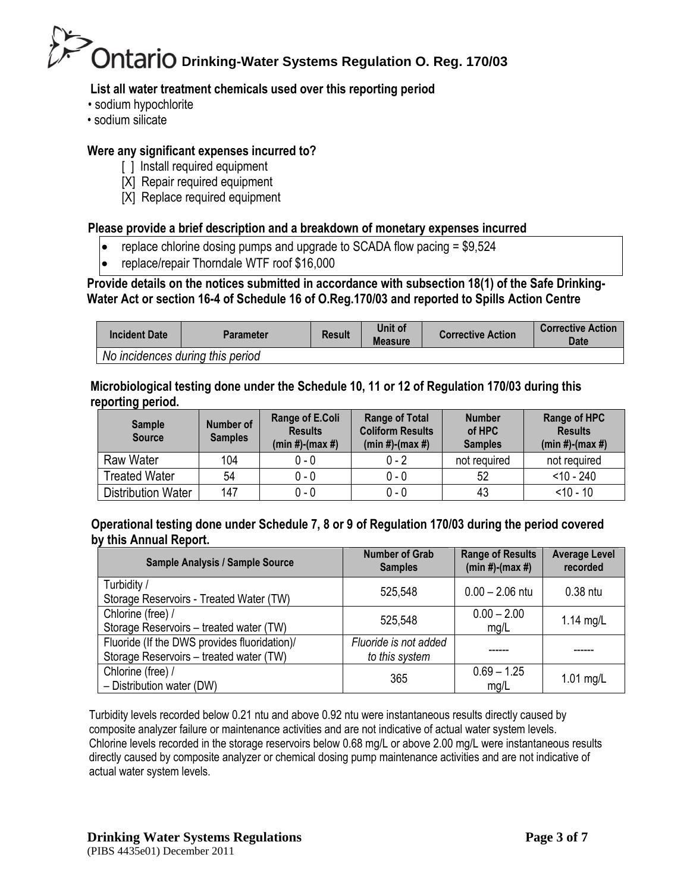**List all water treatment chemicals used over this reporting period**

- sodium hypochlorite
- sodium silicate

**Were any significant expenses incurred to?**

[ ] Install required equipment
[X] Repair required equipment
[X] Replace required equipment

**Please provide a brief description and a breakdown of monetary expenses incurred**

- replace chlorine dosing pumps and upgrade to SCADA flow pacing = $9,524
- replace/repair Thorndale WTF roof $16,000

**Provide details on the notices submitted in accordance with subsection 18(1) of the Safe Drinking-Water Act or section 16-4 of Schedule 16 of O.Reg.170/03 and reported to Spills Action Centre**

| Incident Date | Parameter | Result | Unit of Measure | Corrective Action | Corrective Action Date |
|---|---|---|---|---|---|
| *No incidences during this period* | | | | | |

**Microbiological testing done under the Schedule 10, 11 or 12 of Regulation 170/03 during this reporting period.**

| Sample Source | Number of Samples | Range of E.Coli Results (min #)-(max #) | Range of Total Coliform Results (min #)-(max #) | Number of HPC Samples | Range of HPC Results (min #)-(max #) |
|---|---|---|---|---|---|
| Raw Water | 104 | 0 - 0 | 0 - 2 | not required | not required |
| Treated Water | 54 | 0 - 0 | 0 - 0 | 52 | <10 - 240 |
| Distribution Water | 147 | 0 - 0 | 0 - 0 | 43 | <10 - 10 |

**Operational testing done under Schedule 7, 8 or 9 of Regulation 170/03 during the period covered by this Annual Report.**

| Sample Analysis / Sample Source | Number of Grab Samples | Range of Results (min #)-(max #) | Average Level recorded |
|---|---|---|---|
| Turbidity / Storage Reservoirs - Treated Water (TW) | 525,548 | 0.00 – 2.06 ntu | 0.38 ntu |
| Chlorine (free) / Storage Reservoirs – treated water (TW) | 525,548 | 0.00 – 2.00 mg/L | 1.14 mg/L |
| Fluoride (If the DWS provides fluoridation)/ Storage Reservoirs – treated water (TW) | *Fluoride is not added to this system* | ------ | ------ |
| Chlorine (free) / – Distribution water (DW) | 365 | 0.69 – 1.25 mg/L | 1.01 mg/L |

Turbidity levels recorded below 0.21 ntu and above 0.92 ntu were instantaneous results directly caused by composite analyzer failure or maintenance activities and are not indicative of actual water system levels. Chlorine levels recorded in the storage reservoirs below 0.68 mg/L or above 2.00 mg/L were instantaneous results directly caused by composite analyzer or chemical dosing pump maintenance activities and are not indicative of actual water system levels.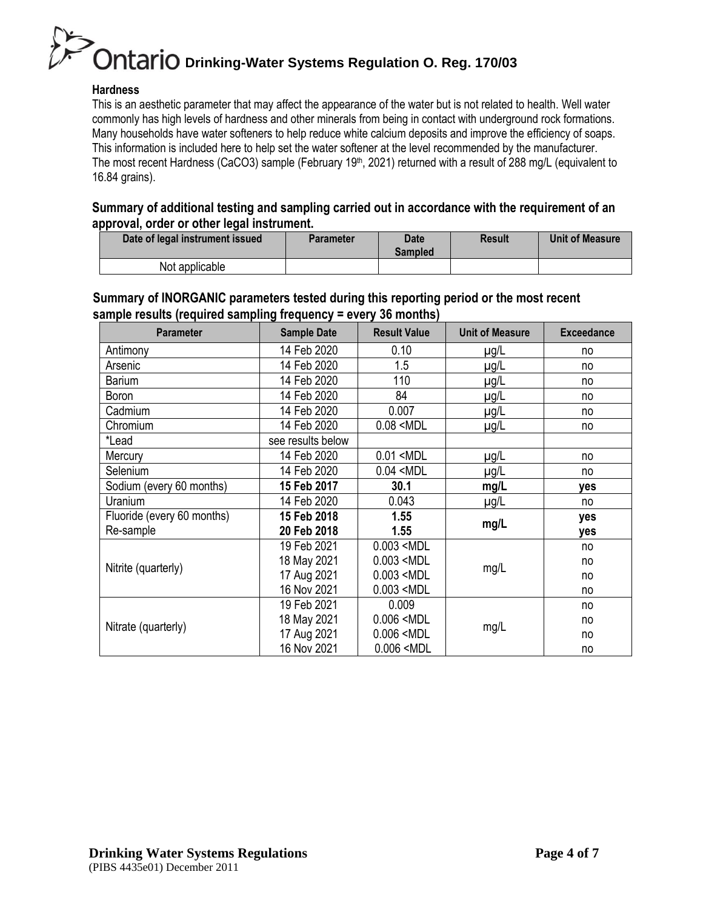**Hardness**

This is an aesthetic parameter that may affect the appearance of the water but is not related to health. Well water commonly has high levels of hardness and other minerals from being in contact with underground rock formations. Many households have water softeners to help reduce white calcium deposits and improve the efficiency of soaps. This information is included here to help set the water softener at the level recommended by the manufacturer. The most recent Hardness ($CaCO_3$) sample (February 19th, 2021) returned with a result of 288 mg/L (equivalent to 16.84 grains).

### Summary of additional testing and sampling carried out in accordance with the requirement of an approval, order or other legal instrument.

| Date of legal instrument issued | Parameter | Date Sampled | Result | Unit of Measure |
|---|---|---|---|---|
| Not applicable | | | | |

### Summary of INORGANIC parameters tested during this reporting period or the most recent sample results (required sampling frequency = every 36 months)

| Parameter | Sample Date | Result Value | Unit of Measure | Exceedance |
|---|---|---|---|---|
| Antimony | 14 Feb 2020 | 0.10 | µg/L | no |
| Arsenic | 14 Feb 2020 | 1.5 | µg/L | no |
| Barium | 14 Feb 2020 | 110 | µg/L | no |
| Boron | 14 Feb 2020 | 84 | µg/L | no |
| Cadmium | 14 Feb 2020 | 0.007 | µg/L | no |
| Chromium | 14 Feb 2020 | 0.08 <MDL | µg/L | no |
| *Lead | see results below | | | |
| Mercury | 14 Feb 2020 | 0.01 <MDL | µg/L | no |
| Selenium | 14 Feb 2020 | 0.04 <MDL | µg/L | no |
| Sodium (every 60 months) | **15 Feb 2017** | **30.1** | **mg/L** | **yes** |
| Uranium | 14 Feb 2020 | 0.043 | µg/L | no |
| Fluoride (every 60 months) | **15 Feb 2018** | **1.55** | **mg/L** | **yes** |
| Re-sample | **20 Feb 2018** | **1.55** | | **yes** |
| Nitrite (quarterly) | 19 Feb 2021 | 0.003 <MDL | mg/L | no |
| | 18 May 2021 | 0.003 <MDL | | no |
| | 17 Aug 2021 | 0.003 <MDL | | no |
| | 16 Nov 2021 | 0.003 <MDL | | no |
| Nitrate (quarterly) | 19 Feb 2021 | 0.009 | mg/L | no |
| | 18 May 2021 | 0.006 <MDL | | no |
| | 17 Aug 2021 | 0.006 <MDL | | no |
| | 16 Nov 2021 | 0.006 <MDL | | no |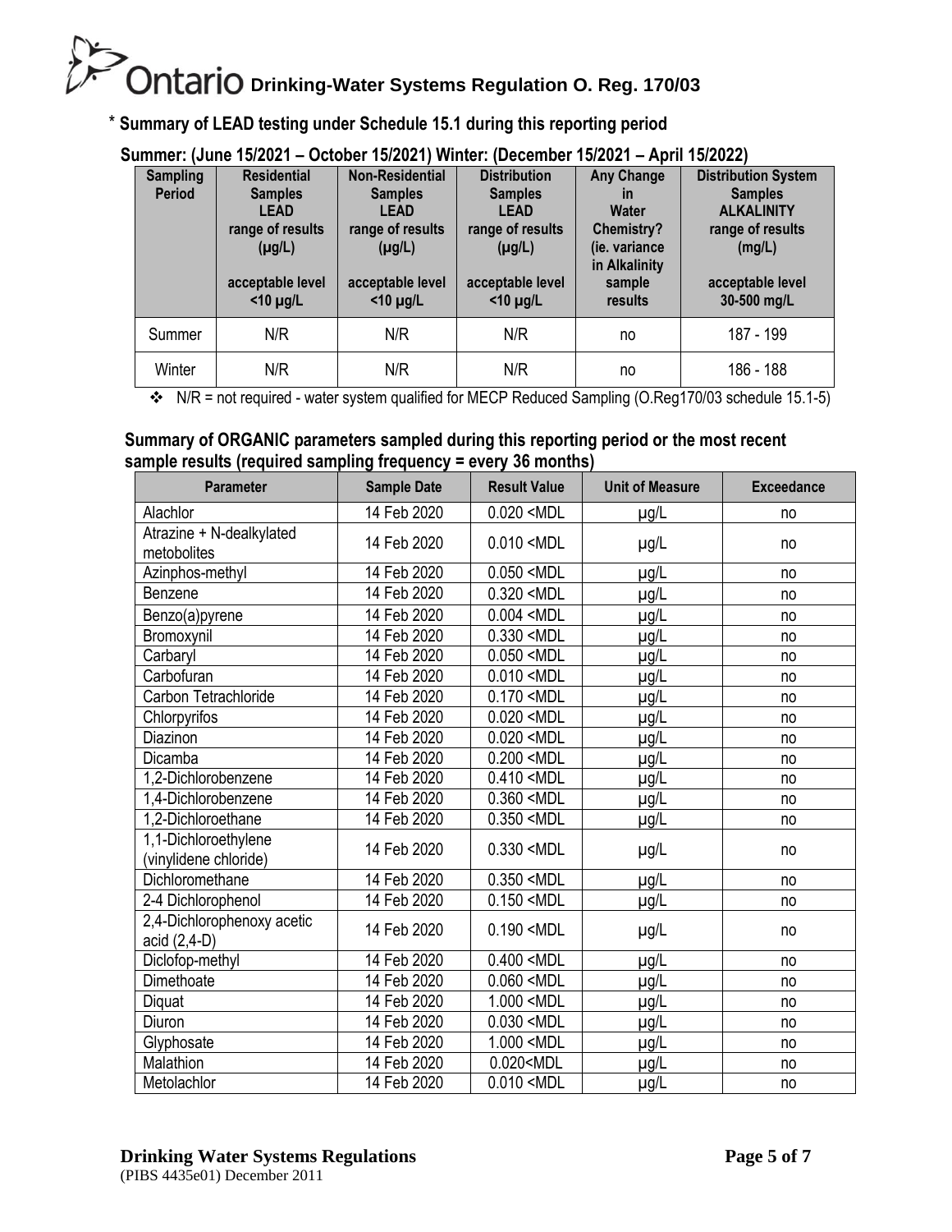\* **Summary of LEAD testing under Schedule 15.1 during this reporting period**

**Summer: (June 15/2021 – October 15/2021) Winter: (December 15/2021 – April 15/2022)**

| Sampling Period | Residential Samples LEAD range of results (µg/L) acceptable level <10 µg/L | Non-Residential Samples LEAD range of results (µg/L) acceptable level <10 µg/L | Distribution Samples LEAD range of results (µg/L) acceptable level <10 µg/L | Any Change in Water Chemistry? (ie. variance in Alkalinity sample results | Distribution System Samples ALKALINITY range of results (mg/L) acceptable level 30-500 mg/L |
|---|---|---|---|---|---|
| Summer | N/R | N/R | N/R | no | 187 - 199 |
| Winter | N/R | N/R | N/R | no | 186 - 188 |

- N/R = not required - water system qualified for MECP Reduced Sampling (O.Reg170/03 schedule 15.1-5)

**Summary of ORGANIC parameters sampled during this reporting period or the most recent sample results (required sampling frequency = every 36 months)**

| Parameter | Sample Date | Result Value | Unit of Measure | Exceedance |
|---|---|---|---|---|
| Alachlor | 14 Feb 2020 | 0.020 <MDL | µg/L | no |
| Atrazine + N-dealkylated metobolites | 14 Feb 2020 | 0.010 <MDL | µg/L | no |
| Azinphos-methyl | 14 Feb 2020 | 0.050 <MDL | µg/L | no |
| Benzene | 14 Feb 2020 | 0.320 <MDL | µg/L | no |
| Benzo(a)pyrene | 14 Feb 2020 | 0.004 <MDL | µg/L | no |
| Bromoxynil | 14 Feb 2020 | 0.330 <MDL | µg/L | no |
| Carbaryl | 14 Feb 2020 | 0.050 <MDL | µg/L | no |
| Carbofuran | 14 Feb 2020 | 0.010 <MDL | µg/L | no |
| Carbon Tetrachloride | 14 Feb 2020 | 0.170 <MDL | µg/L | no |
| Chlorpyrifos | 14 Feb 2020 | 0.020 <MDL | µg/L | no |
| Diazinon | 14 Feb 2020 | 0.020 <MDL | µg/L | no |
| Dicamba | 14 Feb 2020 | 0.200 <MDL | µg/L | no |
| 1,2-Dichlorobenzene | 14 Feb 2020 | 0.410 <MDL | µg/L | no |
| 1,4-Dichlorobenzene | 14 Feb 2020 | 0.360 <MDL | µg/L | no |
| 1,2-Dichloroethane | 14 Feb 2020 | 0.350 <MDL | µg/L | no |
| 1,1-Dichloroethylene (vinylidene chloride) | 14 Feb 2020 | 0.330 <MDL | µg/L | no |
| Dichloromethane | 14 Feb 2020 | 0.350 <MDL | µg/L | no |
| 2-4 Dichlorophenol | 14 Feb 2020 | 0.150 <MDL | µg/L | no |
| 2,4-Dichlorophenoxy acetic acid (2,4-D) | 14 Feb 2020 | 0.190 <MDL | µg/L | no |
| Diclofop-methyl | 14 Feb 2020 | 0.400 <MDL | µg/L | no |
| Dimethoate | 14 Feb 2020 | 0.060 <MDL | µg/L | no |
| Diquat | 14 Feb 2020 | 1.000 <MDL | µg/L | no |
| Diuron | 14 Feb 2020 | 0.030 <MDL | µg/L | no |
| Glyphosate | 14 Feb 2020 | 1.000 <MDL | µg/L | no |
| Malathion | 14 Feb 2020 | 0.020<MDL | µg/L | no |
| Metolachlor | 14 Feb 2020 | 0.010 <MDL | µg/L | no |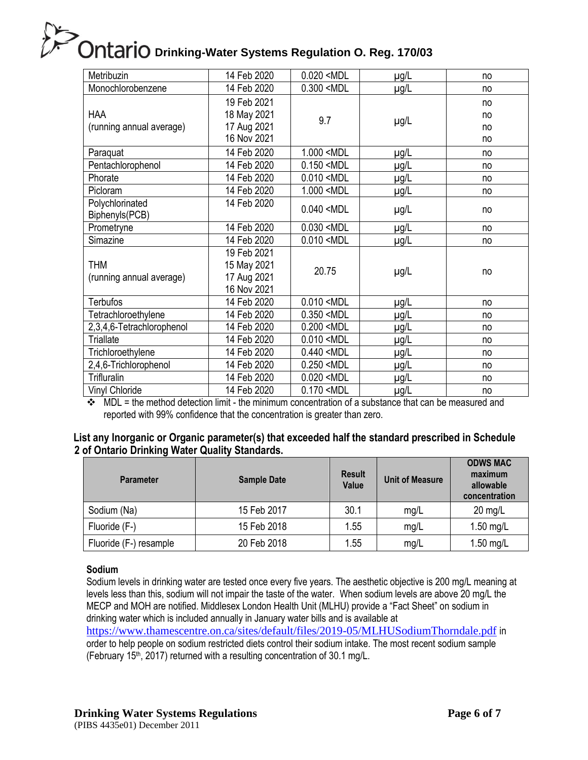| | | | | |
|---|---|---|---|---|
| Metribuzin | 14 Feb 2020 | 0.020 <MDL | µg/L | no |
| Monochlorobenzene | 14 Feb 2020 | 0.300 <MDL | µg/L | no |
| HAA (running annual average) | 19 Feb 2021<br>18 May 2021<br>17 Aug 2021<br>16 Nov 2021 | 9.7 | µg/L | no<br>no<br>no<br>no |
| Paraquat | 14 Feb 2020 | 1.000 <MDL | µg/L | no |
| Pentachlorophenol | 14 Feb 2020 | 0.150 <MDL | µg/L | no |
| Phorate | 14 Feb 2020 | 0.010 <MDL | µg/L | no |
| Picloram | 14 Feb 2020 | 1.000 <MDL | µg/L | no |
| Polychlorinated Biphenyls(PCB) | 14 Feb 2020 | 0.040 <MDL | µg/L | no |
| Prometryne | 14 Feb 2020 | 0.030 <MDL | µg/L | no |
| Simazine | 14 Feb 2020 | 0.010 <MDL | µg/L | no |
| THM (running annual average) | 19 Feb 2021<br>15 May 2021<br>17 Aug 2021<br>16 Nov 2021 | 20.75 | µg/L | no |
| Terbufos | 14 Feb 2020 | 0.010 <MDL | µg/L | no |
| Tetrachloroethylene | 14 Feb 2020 | 0.350 <MDL | µg/L | no |
| 2,3,4,6-Tetrachlorophenol | 14 Feb 2020 | 0.200 <MDL | µg/L | no |
| Triallate | 14 Feb 2020 | 0.010 <MDL | µg/L | no |
| Trichloroethylene | 14 Feb 2020 | 0.440 <MDL | µg/L | no |
| 2,4,6-Trichlorophenol | 14 Feb 2020 | 0.250 <MDL | µg/L | no |
| Trifluralin | 14 Feb 2020 | 0.020 <MDL | µg/L | no |
| Vinyl Chloride | 14 Feb 2020 | 0.170 <MDL | µg/L | no |

- MDL = the method detection limit - the minimum concentration of a substance that can be measured and reported with 99% confidence that the concentration is greater than zero.

## List any Inorganic or Organic parameter(s) that exceeded half the standard prescribed in Schedule 2 of Ontario Drinking Water Quality Standards.

| Parameter | Sample Date | Result Value | Unit of Measure | ODWS MAC maximum allowable concentration |
|---|---|---|---|---|
| Sodium (Na) | 15 Feb 2017 | 30.1 | mg/L | 20 mg/L |
| Fluoride (F-) | 15 Feb 2018 | 1.55 | mg/L | 1.50 mg/L |
| Fluoride (F-) resample | 20 Feb 2018 | 1.55 | mg/L | 1.50 mg/L |

### Sodium

Sodium levels in drinking water are tested once every five years. The aesthetic objective is 200 mg/L meaning at levels less than this, sodium will not impair the taste of the water. When sodium levels are above 20 mg/L the MECP and MOH are notified. Middlesex London Health Unit (MLHU) provide a "Fact Sheet" on sodium in drinking water which is included annually in January water bills and is available at https://www.thamescentre.on.ca/sites/default/files/2019-05/MLHUSodiumThorndale.pdf in order to help people on sodium restricted diets control their sodium intake. The most recent sodium sample (February 15th, 2017) returned with a resulting concentration of 30.1 mg/L.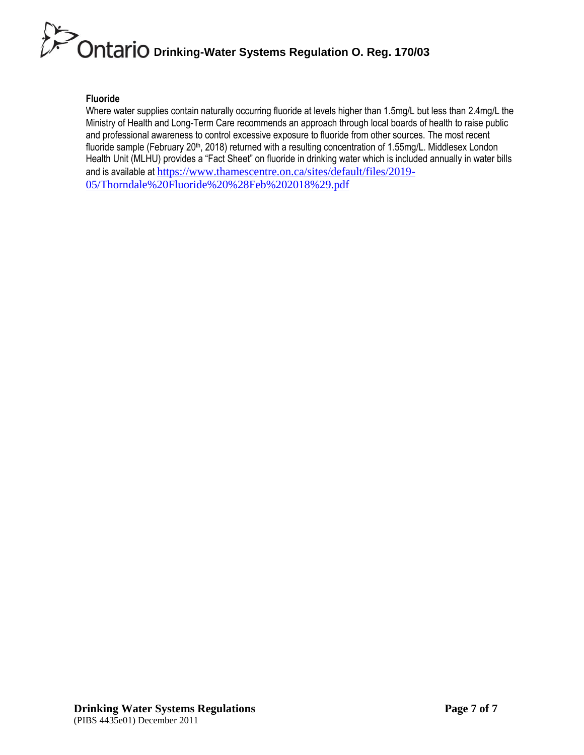### Fluoride

Where water supplies contain naturally occurring fluoride at levels higher than 1.5mg/L but less than 2.4mg/L the Ministry of Health and Long-Term Care recommends an approach through local boards of health to raise public and professional awareness to control excessive exposure to fluoride from other sources. The most recent fluoride sample (February 20th, 2018) returned with a resulting concentration of 1.55mg/L. Middlesex London Health Unit (MLHU) provides a "Fact Sheet" on fluoride in drinking water which is included annually in water bills and is available at https://www.thamescentre.on.ca/sites/default/files/2019-05/Thorndale%20Fluoride%20%28Feb%202018%29.pdf